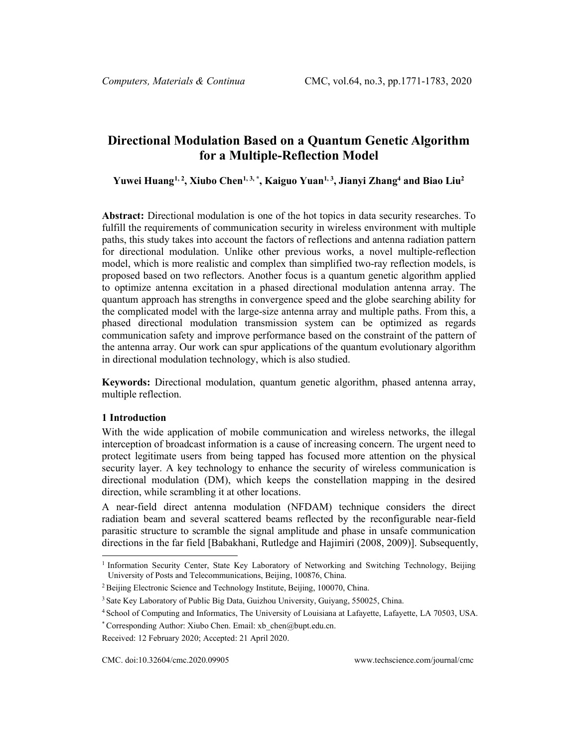# Directional Modulation Based on a Quantum Genetic Algorithm for a Multiple-Reflection Model

**Yuwei Huang[1,2], Xiubo Chen[1,3,*], Kaiguo Yuan[1,3], Jianyi Zhang[4] and Biao Liu[2]**

**Abstract:** Directional modulation is one of the hot topics in data security researches. To fulfill the requirements of communication security in wireless environment with multiple paths, this study takes into account the factors of reflections and antenna radiation pattern for directional modulation. Unlike other previous works, a novel multiple-reflection model, which is more realistic and complex than simplified two-ray reflection models, is proposed based on two reflectors. Another focus is a quantum genetic algorithm applied to optimize antenna excitation in a phased directional modulation antenna array. The quantum approach has strengths in convergence speed and the globe searching ability for the complicated model with the large-size antenna array and multiple paths. From this, a phased directional modulation transmission system can be optimized as regards communication safety and improve performance based on the constraint of the pattern of the antenna array. Our work can spur applications of the quantum evolutionary algorithm in directional modulation technology, which is also studied.

**Keywords:** Directional modulation, quantum genetic algorithm, phased antenna array, multiple reflection.

## 1 Introduction

With the wide application of mobile communication and wireless networks, the illegal interception of broadcast information is a cause of increasing concern. The urgent need to protect legitimate users from being tapped has focused more attention on the physical security layer. A key technology to enhance the security of wireless communication is directional modulation (DM), which keeps the constellation mapping in the desired direction, while scrambling it at other locations.

A near-field direct antenna modulation (NFDAM) technique considers the direct radiation beam and several scattered beams reflected by the reconfigurable near-field parasitic structure to scramble the signal amplitude and phase in unsafe communication directions in the far field [Babakhani, Rutledge and Hajimiri (2008, 2009)]. Subsequently,

---

[1] Information Security Center, State Key Laboratory of Networking and Switching Technology, Beijing University of Posts and Telecommunications, Beijing, 100876, China.

[2] Beijing Electronic Science and Technology Institute, Beijing, 100070, China.

[3] Sate Key Laboratory of Public Big Data, Guizhou University, Guiyang, 550025, China.

[4] School of Computing and Informatics, The University of Louisiana at Lafayette, Lafayette, LA 70503, USA.

[*] Corresponding Author: Xiubo Chen. Email: xb_chen@bupt.edu.cn.

Received: 12 February 2020; Accepted: 21 April 2020.

CMC. doi:10.32604/cmc.2020.09905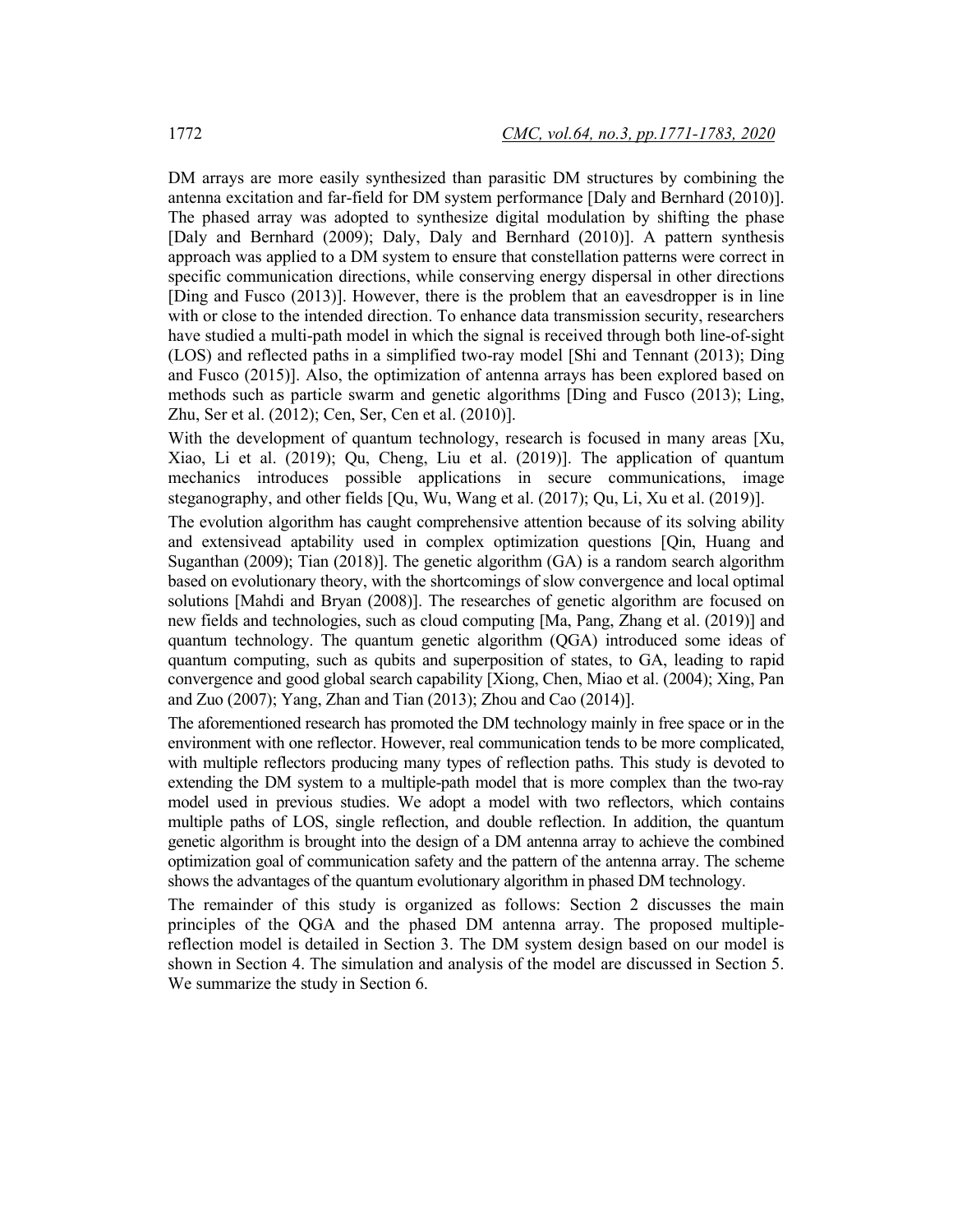DM arrays are more easily synthesized than parasitic DM structures by combining the antenna excitation and far-field for DM system performance [Daly and Bernhard (2010)]. The phased array was adopted to synthesize digital modulation by shifting the phase [Daly and Bernhard (2009); Daly, Daly and Bernhard (2010)]. A pattern synthesis approach was applied to a DM system to ensure that constellation patterns were correct in specific communication directions, while conserving energy dispersal in other directions [Ding and Fusco (2013)]. However, there is the problem that an eavesdropper is in line with or close to the intended direction. To enhance data transmission security, researchers have studied a multi-path model in which the signal is received through both line-of-sight (LOS) and reflected paths in a simplified two-ray model [Shi and Tennant (2013); Ding and Fusco (2015)]. Also, the optimization of antenna arrays has been explored based on methods such as particle swarm and genetic algorithms [Ding and Fusco (2013); Ling, Zhu, Ser et al. (2012); Cen, Ser, Cen et al. (2010)].

With the development of quantum technology, research is focused in many areas [Xu, Xiao, Li et al. (2019); Qu, Cheng, Liu et al. (2019)]. The application of quantum mechanics introduces possible applications in secure communications, image steganography, and other fields [Qu, Wu, Wang et al. (2017); Qu, Li, Xu et al. (2019)].

The evolution algorithm has caught comprehensive attention because of its solving ability and extensivead aptability used in complex optimization questions [Qin, Huang and Suganthan (2009); Tian (2018)]. The genetic algorithm (GA) is a random search algorithm based on evolutionary theory, with the shortcomings of slow convergence and local optimal solutions [Mahdi and Bryan (2008)]. The researches of genetic algorithm are focused on new fields and technologies, such as cloud computing [Ma, Pang, Zhang et al. (2019)] and quantum technology. The quantum genetic algorithm (QGA) introduced some ideas of quantum computing, such as qubits and superposition of states, to GA, leading to rapid convergence and good global search capability [Xiong, Chen, Miao et al. (2004); Xing, Pan and Zuo (2007); Yang, Zhan and Tian (2013); Zhou and Cao (2014)].

The aforementioned research has promoted the DM technology mainly in free space or in the environment with one reflector. However, real communication tends to be more complicated, with multiple reflectors producing many types of reflection paths. This study is devoted to extending the DM system to a multiple-path model that is more complex than the two-ray model used in previous studies. We adopt a model with two reflectors, which contains multiple paths of LOS, single reflection, and double reflection. In addition, the quantum genetic algorithm is brought into the design of a DM antenna array to achieve the combined optimization goal of communication safety and the pattern of the antenna array. The scheme shows the advantages of the quantum evolutionary algorithm in phased DM technology.

The remainder of this study is organized as follows: Section 2 discusses the main principles of the QGA and the phased DM antenna array. The proposed multiple-reflection model is detailed in Section 3. The DM system design based on our model is shown in Section 4. The simulation and analysis of the model are discussed in Section 5. We summarize the study in Section 6.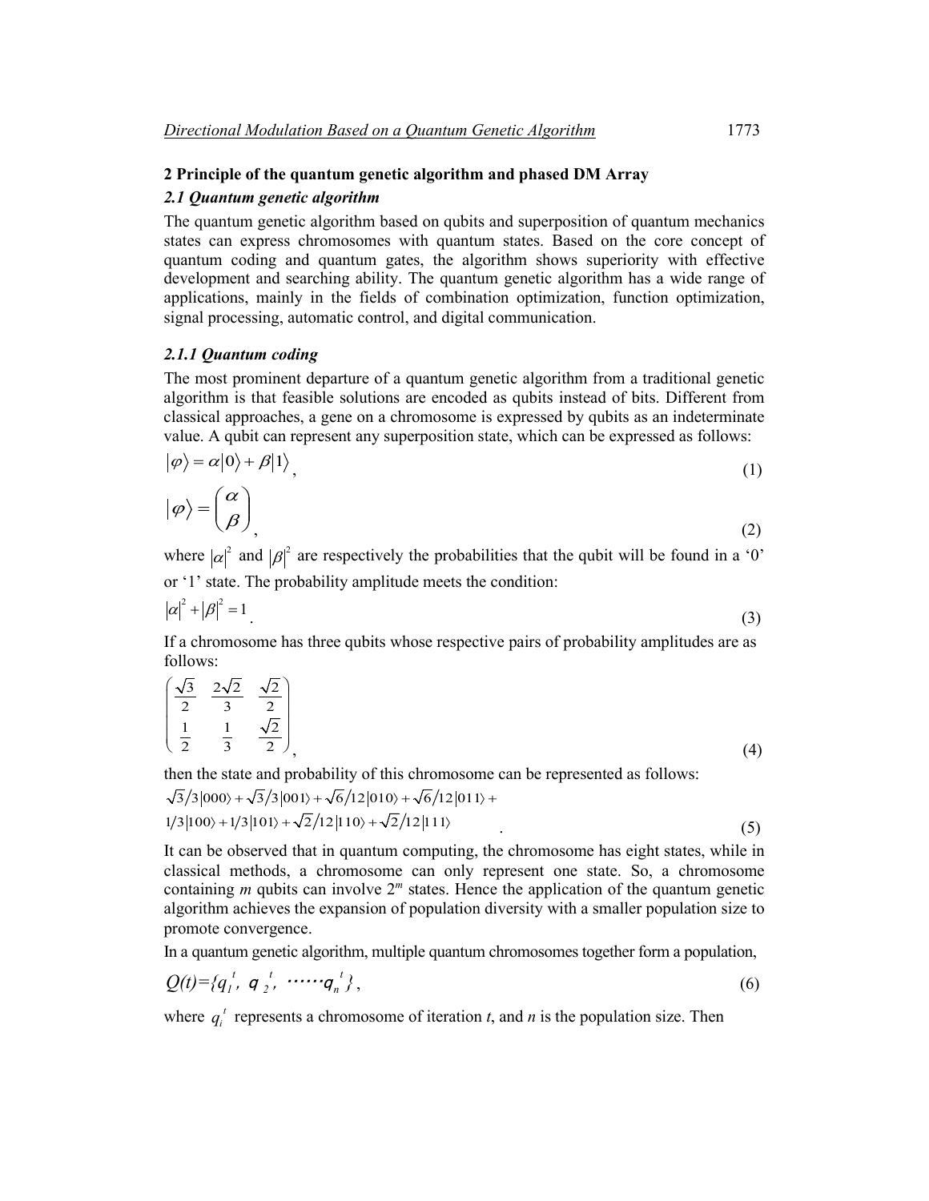## 2 Principle of the quantum genetic algorithm and phased DM Array

### *2.1 Quantum genetic algorithm*

The quantum genetic algorithm based on qubits and superposition of quantum mechanics states can express chromosomes with quantum states. Based on the core concept of quantum coding and quantum gates, the algorithm shows superiority with effective development and searching ability. The quantum genetic algorithm has a wide range of applications, mainly in the fields of combination optimization, function optimization, signal processing, automatic control, and digital communication.

#### *2.1.1 Quantum coding*

The most prominent departure of a quantum genetic algorithm from a traditional genetic algorithm is that feasible solutions are encoded as qubits instead of bits. Different from classical approaches, a gene on a chromosome is expressed by qubits as an indeterminate value. A qubit can represent any superposition state, which can be expressed as follows:

$$|\varphi\rangle = \alpha|0\rangle + \beta|1\rangle, \tag{1}$$

$$|\varphi\rangle = \begin{pmatrix} \alpha \\ \beta \end{pmatrix}, \tag{2}$$

where $|\alpha|^2$ and $|\beta|^2$ are respectively the probabilities that the qubit will be found in a '0' or '1' state. The probability amplitude meets the condition:

$$|\alpha|^2 + |\beta|^2 = 1. \tag{3}$$

If a chromosome has three qubits whose respective pairs of probability amplitudes are as follows:

$$\begin{pmatrix} \frac{\sqrt{3}}{2} & \frac{2\sqrt{2}}{3} & \frac{\sqrt{2}}{2} \\ \frac{1}{2} & \frac{1}{3} & \frac{\sqrt{2}}{2} \end{pmatrix}, \tag{4}$$

then the state and probability of this chromosome can be represented as follows:

$$\sqrt{3}/3|000\rangle + \sqrt{3}/3|001\rangle + \sqrt{6}/12|010\rangle + \sqrt{6}/12|011\rangle + 1/3|100\rangle + 1/3|101\rangle + \sqrt{2}/12|110\rangle + \sqrt{2}/12|111\rangle. \tag{5}$$

It can be observed that in quantum computing, the chromosome has eight states, while in classical methods, a chromosome can only represent one state. So, a chromosome containing $m$ qubits can involve $2^m$ states. Hence the application of the quantum genetic algorithm achieves the expansion of population diversity with a smaller population size to promote convergence.

In a quantum genetic algorithm, multiple quantum chromosomes together form a population,

$$Q(t)=\{q_1^t,\ q_2^t,\ \cdots\cdots q_n^t\}, \tag{6}$$

where $q_i^t$ represents a chromosome of iteration $t$, and $n$ is the population size. Then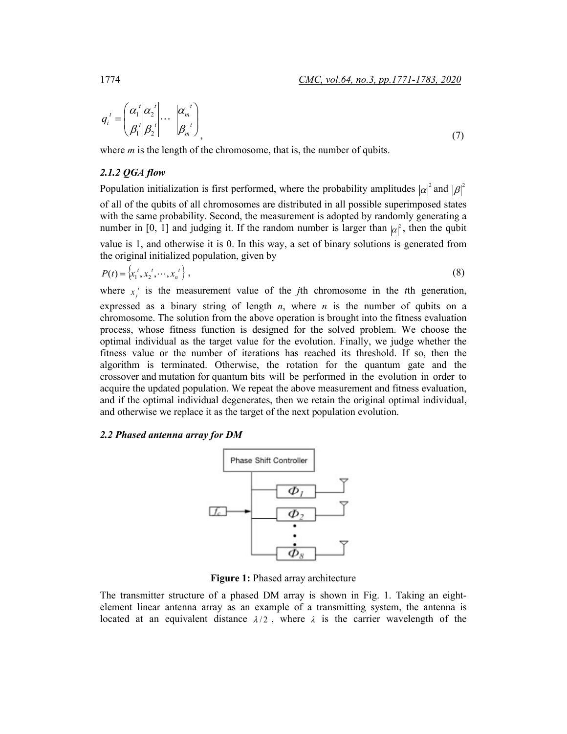$$q_i^t = \begin{pmatrix} \alpha_1^t \\ \beta_1^t \end{pmatrix} \begin{vmatrix} \alpha_2^t \\ \beta_2^t \end{vmatrix} \cdots \begin{vmatrix} \alpha_m^t \\ \beta_m^t \end{pmatrix}, \tag{7}$$

where *m* is the length of the chromosome, that is, the number of qubits.

### *2.1.2 QGA flow*

Population initialization is first performed, where the probability amplitudes $|\alpha|^2$ and $|\beta|^2$ of all of the qubits of all chromosomes are distributed in all possible superimposed states with the same probability. Second, the measurement is adopted by randomly generating a number in [0, 1] and judging it. If the random number is larger than $|\alpha|^2$, then the qubit value is 1, and otherwise it is 0. In this way, a set of binary solutions is generated from the original initialized population, given by

$$P(t) = \{x_1^t, x_2^t, \cdots, x_n^t\}, \tag{8}$$

where $x_j^t$ is the measurement value of the *j*th chromosome in the *t*th generation, expressed as a binary string of length *n*, where *n* is the number of qubits on a chromosome. The solution from the above operation is brought into the fitness evaluation process, whose fitness function is designed for the solved problem. We choose the optimal individual as the target value for the evolution. Finally, we judge whether the fitness value or the number of iterations has reached its threshold. If so, then the algorithm is terminated. Otherwise, the rotation for the quantum gate and the crossover and mutation for quantum bits will be performed in the evolution in order to acquire the updated population. We repeat the above measurement and fitness evaluation, and if the optimal individual degenerates, then we retain the original optimal individual, and otherwise we replace it as the target of the next population evolution.

### *2.2 Phased antenna array for DM*

**Figure 1:** Phased array architecture

The transmitter structure of a phased DM array is shown in Fig. 1. Taking an eight-element linear antenna array as an example of a transmitting system, the antenna is located at an equivalent distance $\lambda/2$, where $\lambda$ is the carrier wavelength of the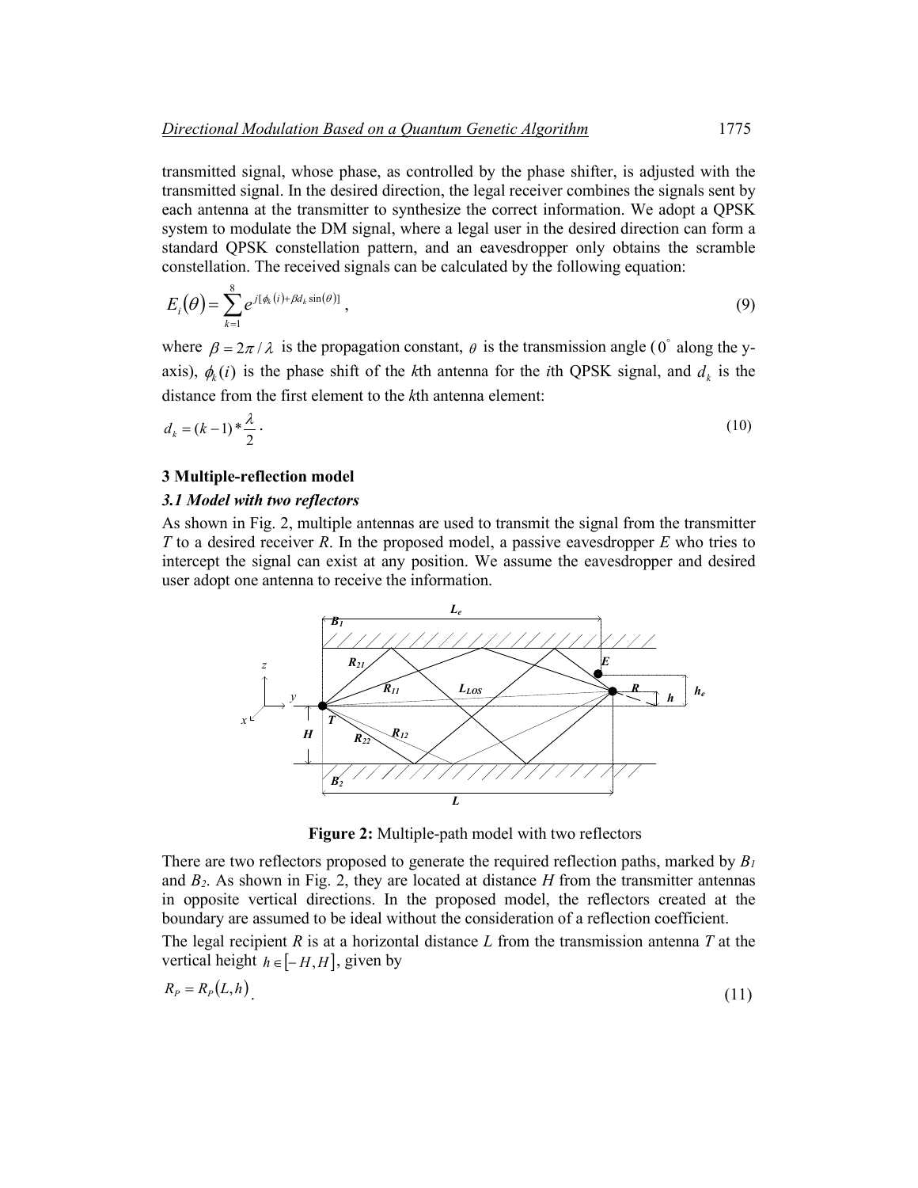transmitted signal, whose phase, as controlled by the phase shifter, is adjusted with the transmitted signal. In the desired direction, the legal receiver combines the signals sent by each antenna at the transmitter to synthesize the correct information. We adopt a QPSK system to modulate the DM signal, where a legal user in the desired direction can form a standard QPSK constellation pattern, and an eavesdropper only obtains the scramble constellation. The received signals can be calculated by the following equation:

$$E_i(\theta) = \sum_{k=1}^{8} e^{j[\phi_k(i) + \beta d_k \sin(\theta)]}, \tag{9}$$

where $\beta = 2\pi/\lambda$ is the propagation constant, $\theta$ is the transmission angle ($0^{\circ}$ along the y-axis), $\phi_k(i)$ is the phase shift of the $k$th antenna for the $i$th QPSK signal, and $d_k$ is the distance from the first element to the $k$th antenna element:

$$d_k = (k-1) * \frac{\lambda}{2} \cdot \tag{10}$$

## 3 Multiple-reflection model

### *3.1 Model with two reflectors*

As shown in Fig. 2, multiple antennas are used to transmit the signal from the transmitter *T* to a desired receiver *R*. In the proposed model, a passive eavesdropper *E* who tries to intercept the signal can exist at any position. We assume the eavesdropper and desired user adopt one antenna to receive the information.

**Figure 2:** Multiple-path model with two reflectors

There are two reflectors proposed to generate the required reflection paths, marked by $B_1$ and $B_2$. As shown in Fig. 2, they are located at distance *H* from the transmitter antennas in opposite vertical directions. In the proposed model, the reflectors created at the boundary are assumed to be ideal without the consideration of a reflection coefficient.

The legal recipient *R* is at a horizontal distance *L* from the transmission antenna *T* at the vertical height $h \in [-H, H]$, given by

$$R_P = R_P(L, h). \tag{11}$$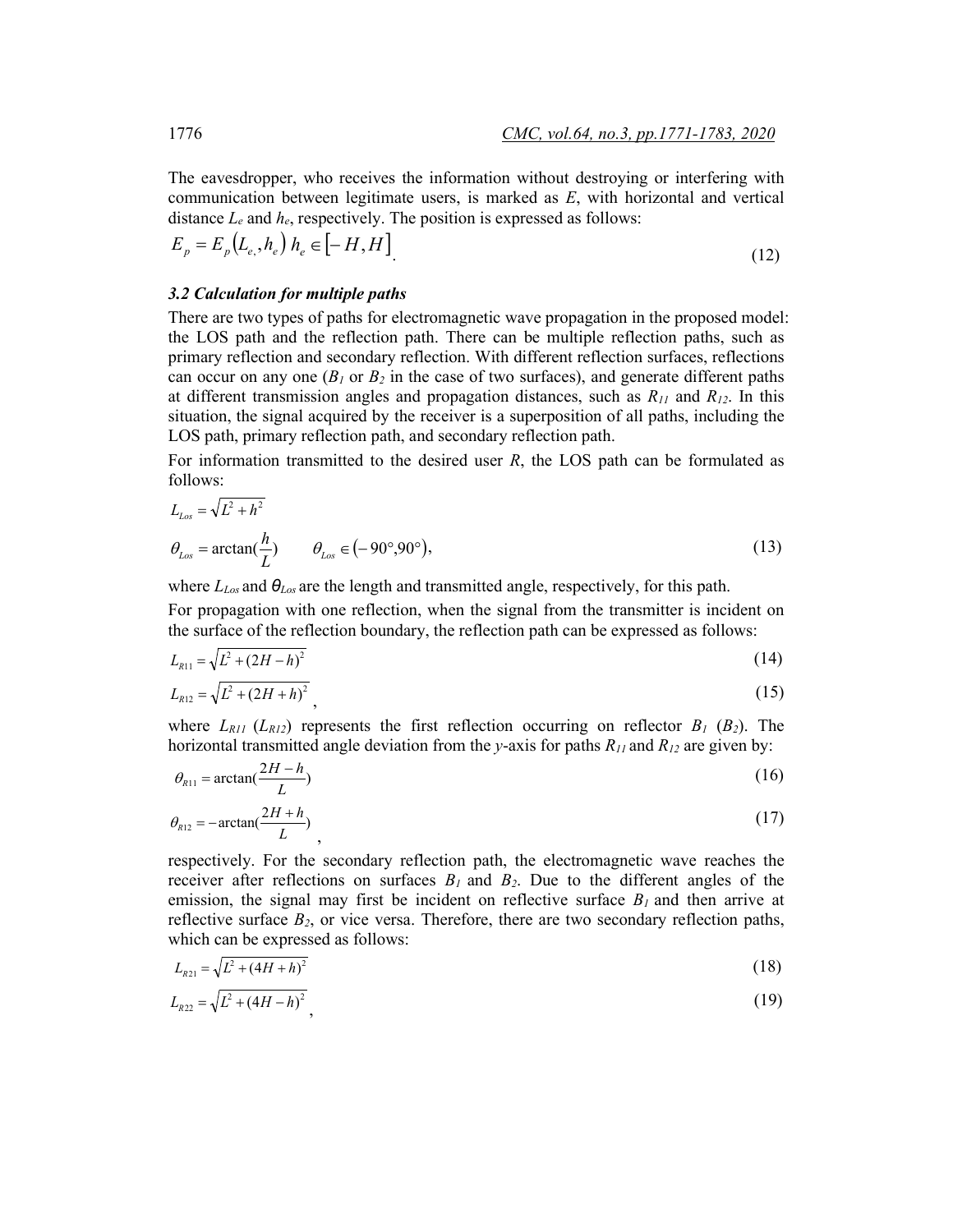The eavesdropper, who receives the information without destroying or interfering with communication between legitimate users, is marked as $E$, with horizontal and vertical distance $L_e$ and $h_e$, respectively. The position is expressed as follows:

$$E_p = E_p(L_{e,}, h_e)\ h_e \in [-H, H]. \tag{12}$$

### 3.2 Calculation for multiple paths

There are two types of paths for electromagnetic wave propagation in the proposed model: the LOS path and the reflection path. There can be multiple reflection paths, such as primary reflection and secondary reflection. With different reflection surfaces, reflections can occur on any one ($B_1$ or $B_2$ in the case of two surfaces), and generate different paths at different transmission angles and propagation distances, such as $R_{11}$ and $R_{12}$. In this situation, the signal acquired by the receiver is a superposition of all paths, including the LOS path, primary reflection path, and secondary reflection path.

For information transmitted to the desired user $R$, the LOS path can be formulated as follows:

$$L_{Los} = \sqrt{L^2 + h^2}$$

$$\theta_{Los} = \arctan(\frac{h}{L}) \qquad \theta_{Los} \in (-90°, 90°), \tag{13}$$

where $L_{Los}$ and $\theta_{Los}$ are the length and transmitted angle, respectively, for this path.

For propagation with one reflection, when the signal from the transmitter is incident on the surface of the reflection boundary, the reflection path can be expressed as follows:

$$L_{R11} = \sqrt{L^2 + (2H - h)^2} \tag{14}$$

$$L_{R12} = \sqrt{L^2 + (2H + h)^2}, \tag{15}$$

where $L_{R11}$ ($L_{R12}$) represents the first reflection occurring on reflector $B_1$ ($B_2$). The horizontal transmitted angle deviation from the $y$-axis for paths $R_{11}$ and $R_{12}$ are given by:

$$\theta_{R11} = \arctan(\frac{2H - h}{L}) \tag{16}$$

$$\theta_{R12} = -\arctan(\frac{2H + h}{L}), \tag{17}$$

respectively. For the secondary reflection path, the electromagnetic wave reaches the receiver after reflections on surfaces $B_1$ and $B_2$. Due to the different angles of the emission, the signal may first be incident on reflective surface $B_1$ and then arrive at reflective surface $B_2$, or vice versa. Therefore, there are two secondary reflection paths, which can be expressed as follows:

$$L_{R21} = \sqrt{L^2 + (4H + h)^2} \tag{18}$$

$$L_{R22} = \sqrt{L^2 + (4H - h)^2}, \tag{19}$$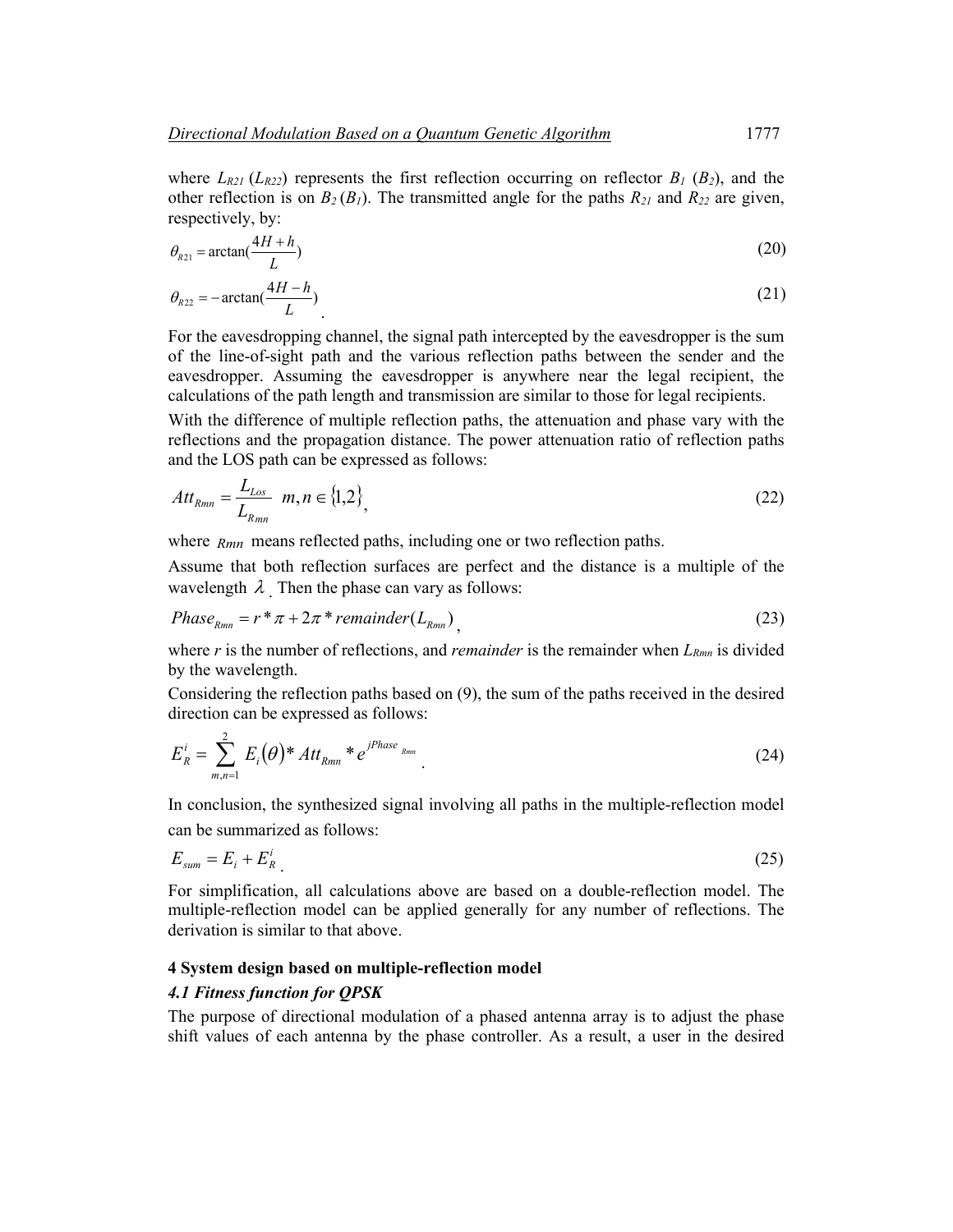where $L_{R21}$ ($L_{R22}$) represents the first reflection occurring on reflector $B_1$ ($B_2$), and the other reflection is on $B_2$ ($B_1$). The transmitted angle for the paths $R_{21}$ and $R_{22}$ are given, respectively, by:

$$\theta_{R21} = \arctan(\frac{4H+h}{L}) \tag{20}$$

$$\theta_{R22} = -\arctan(\frac{4H-h}{L}) \tag{21}$$

For the eavesdropping channel, the signal path intercepted by the eavesdropper is the sum of the line-of-sight path and the various reflection paths between the sender and the eavesdropper. Assuming the eavesdropper is anywhere near the legal recipient, the calculations of the path length and transmission are similar to those for legal recipients.

With the difference of multiple reflection paths, the attenuation and phase vary with the reflections and the propagation distance. The power attenuation ratio of reflection paths and the LOS path can be expressed as follows:

$$Att_{Rmn} = \frac{L_{Los}}{L_{R_{mn}}} \quad m,n \in \{1,2\}, \tag{22}$$

where $Rmn$ means reflected paths, including one or two reflection paths.

Assume that both reflection surfaces are perfect and the distance is a multiple of the wavelength $\lambda$. Then the phase can vary as follows:

$$Phase_{Rmn} = r * \pi + 2\pi * remainder(L_{Rmn}), \tag{23}$$

where $r$ is the number of reflections, and *remainder* is the remainder when $L_{Rmn}$ is divided by the wavelength.

Considering the reflection paths based on (9), the sum of the paths received in the desired direction can be expressed as follows:

$$E_R^i = \sum_{m,n=1}^{2} E_i(\theta) * Att_{Rmn} * e^{jPhase_{Rmn}}. \tag{24}$$

In conclusion, the synthesized signal involving all paths in the multiple-reflection model can be summarized as follows:

$$E_{sum} = E_i + E_R^i. \tag{25}$$

For simplification, all calculations above are based on a double-reflection model. The multiple-reflection model can be applied generally for any number of reflections. The derivation is similar to that above.

## 4 System design based on multiple-reflection model

### *4.1 Fitness function for QPSK*

The purpose of directional modulation of a phased antenna array is to adjust the phase shift values of each antenna by the phase controller. As a result, a user in the desired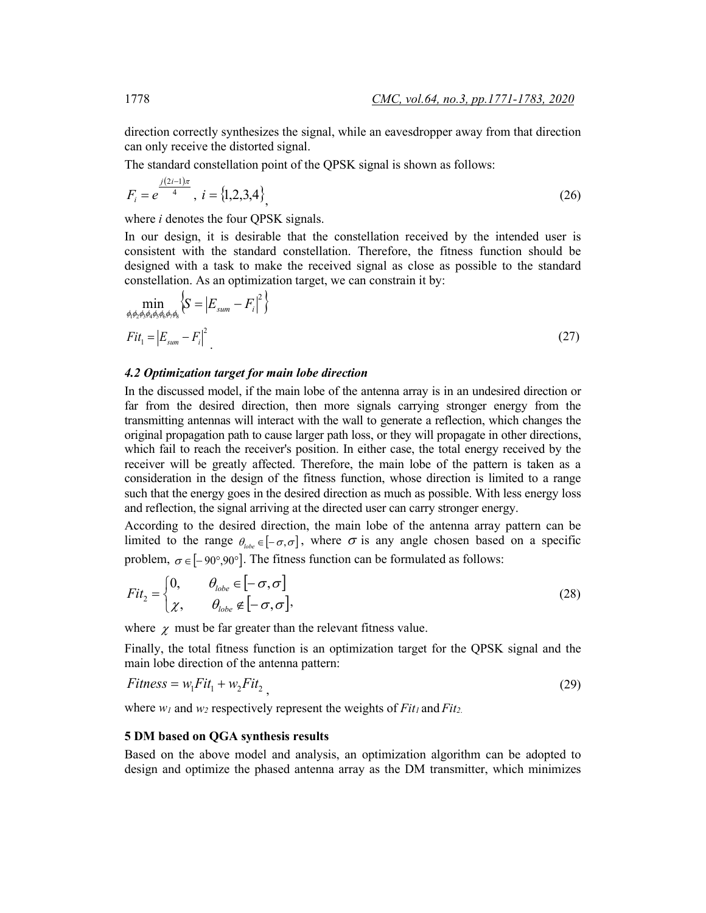direction correctly synthesizes the signal, while an eavesdropper away from that direction can only receive the distorted signal.

The standard constellation point of the QPSK signal is shown as follows:

$$F_i = e^{\frac{j(2i-1)\pi}{4}}, \ i = \{1,2,3,4\}, \tag{26}$$

where $i$ denotes the four QPSK signals.

In our design, it is desirable that the constellation received by the intended user is consistent with the standard constellation. Therefore, the fitness function should be designed with a task to make the received signal as close as possible to the standard constellation. As an optimization target, we can constrain it by:

$$\min_{\phi_1\phi_2\phi_3\phi_4\phi_5\phi_6\phi_7\phi_8} \left\{ S = \left| E_{sum} - F_i \right|^2 \right\}$$

$$Fit_1 = \left| E_{sum} - F_i \right|^2. \tag{27}$$

### *4.2 Optimization target for main lobe direction*

In the discussed model, if the main lobe of the antenna array is in an undesired direction or far from the desired direction, then more signals carrying stronger energy from the transmitting antennas will interact with the wall to generate a reflection, which changes the original propagation path to cause larger path loss, or they will propagate in other directions, which fail to reach the receiver's position. In either case, the total energy received by the receiver will be greatly affected. Therefore, the main lobe of the pattern is taken as a consideration in the design of the fitness function, whose direction is limited to a range such that the energy goes in the desired direction as much as possible. With less energy loss and reflection, the signal arriving at the directed user can carry stronger energy.

According to the desired direction, the main lobe of the antenna array pattern can be limited to the range $\theta_{lobe} \in [-\sigma, \sigma]$, where $\sigma$ is any angle chosen based on a specific problem, $\sigma \in [-90°, 90°]$. The fitness function can be formulated as follows:

$$Fit_2 = \begin{cases} 0, & \theta_{lobe} \in [-\sigma, \sigma] \\ \chi, & \theta_{lobe} \notin [-\sigma, \sigma], \end{cases} \tag{28}$$

where $\chi$ must be far greater than the relevant fitness value.

Finally, the total fitness function is an optimization target for the QPSK signal and the main lobe direction of the antenna pattern:

$$Fitness = w_1 Fit_1 + w_2 Fit_2, \tag{29}$$

where $w_1$ and $w_2$ respectively represent the weights of $Fit_1$ and $Fit_2$.

## 5 DM based on QGA synthesis results

Based on the above model and analysis, an optimization algorithm can be adopted to design and optimize the phased antenna array as the DM transmitter, which minimizes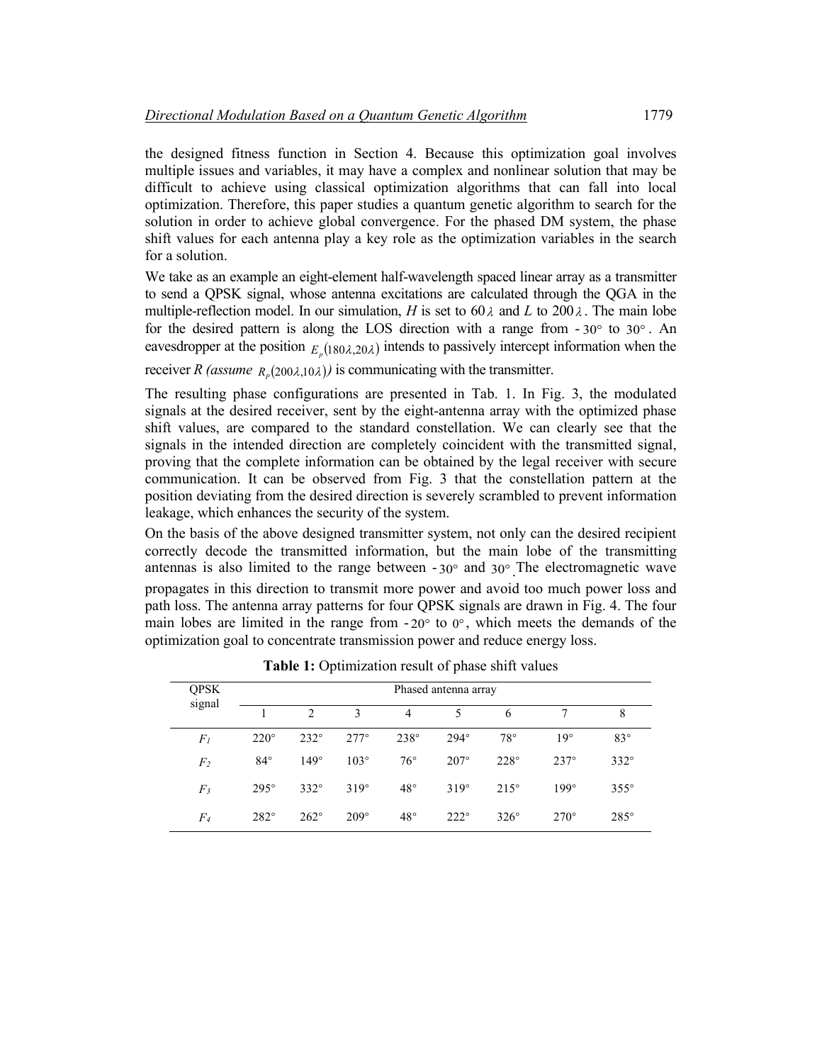the designed fitness function in Section 4. Because this optimization goal involves multiple issues and variables, it may have a complex and nonlinear solution that may be difficult to achieve using classical optimization algorithms that can fall into local optimization. Therefore, this paper studies a quantum genetic algorithm to search for the solution in order to achieve global convergence. For the phased DM system, the phase shift values for each antenna play a key role as the optimization variables in the search for a solution.

We take as an example an eight-element half-wavelength spaced linear array as a transmitter to send a QPSK signal, whose antenna excitations are calculated through the QGA in the multiple-reflection model. In our simulation, $H$ is set to $60\lambda$ and $L$ to $200\lambda$. The main lobe for the desired pattern is along the LOS direction with a range from $-30^{\circ}$ to $30^{\circ}$. An eavesdropper at the position $E_p(180\lambda, 20\lambda)$ intends to passively intercept information when the receiver *R (assume* $R_p(200\lambda, 10\lambda)$*)* is communicating with the transmitter.

The resulting phase configurations are presented in Tab. 1. In Fig. 3, the modulated signals at the desired receiver, sent by the eight-antenna array with the optimized phase shift values, are compared to the standard constellation. We can clearly see that the signals in the intended direction are completely coincident with the transmitted signal, proving that the complete information can be obtained by the legal receiver with secure communication. It can be observed from Fig. 3 that the constellation pattern at the position deviating from the desired direction is severely scrambled to prevent information leakage, which enhances the security of the system.

On the basis of the above designed transmitter system, not only can the desired recipient correctly decode the transmitted information, but the main lobe of the transmitting antennas is also limited to the range between $-30^{\circ}$ and $30^{\circ}$. The electromagnetic wave propagates in this direction to transmit more power and avoid too much power loss and path loss. The antenna array patterns for four QPSK signals are drawn in Fig. 4. The four main lobes are limited in the range from $-20^{\circ}$ to $0^{\circ}$, which meets the demands of the optimization goal to concentrate transmission power and reduce energy loss.

**Table 1:** Optimization result of phase shift values

| QPSK signal | Phased antenna array | | | | | | | |
|---|---|---|---|---|---|---|---|---|
| | 1 | 2 | 3 | 4 | 5 | 6 | 7 | 8 |
| $F_1$ | 220° | 232° | 277° | 238° | 294° | 78° | 19° | 83° |
| $F_2$ | 84° | 149° | 103° | 76° | 207° | 228° | 237° | 332° |
| $F_3$ | 295° | 332° | 319° | 48° | 319° | 215° | 199° | 355° |
| $F_4$ | 282° | 262° | 209° | 48° | 222° | 326° | 270° | 285° |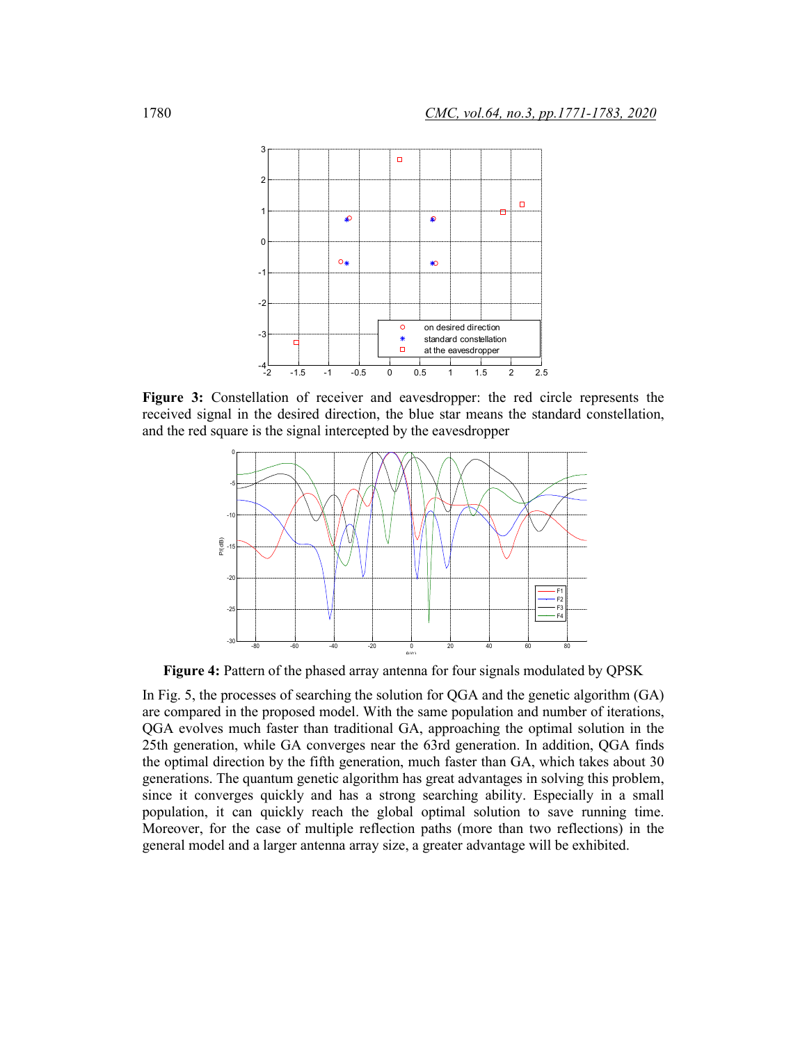**Figure 3:** Constellation of receiver and eavesdropper: the red circle represents the received signal in the desired direction, the blue star means the standard constellation, and the red square is the signal intercepted by the eavesdropper

**Figure 4:** Pattern of the phased array antenna for four signals modulated by QPSK

In Fig. 5, the processes of searching the solution for QGA and the genetic algorithm (GA) are compared in the proposed model. With the same population and number of iterations, QGA evolves much faster than traditional GA, approaching the optimal solution in the 25th generation, while GA converges near the 63rd generation. In addition, QGA finds the optimal direction by the fifth generation, much faster than GA, which takes about 30 generations. The quantum genetic algorithm has great advantages in solving this problem, since it converges quickly and has a strong searching ability. Especially in a small population, it can quickly reach the global optimal solution to save running time. Moreover, for the case of multiple reflection paths (more than two reflections) in the general model and a larger antenna array size, a greater advantage will be exhibited.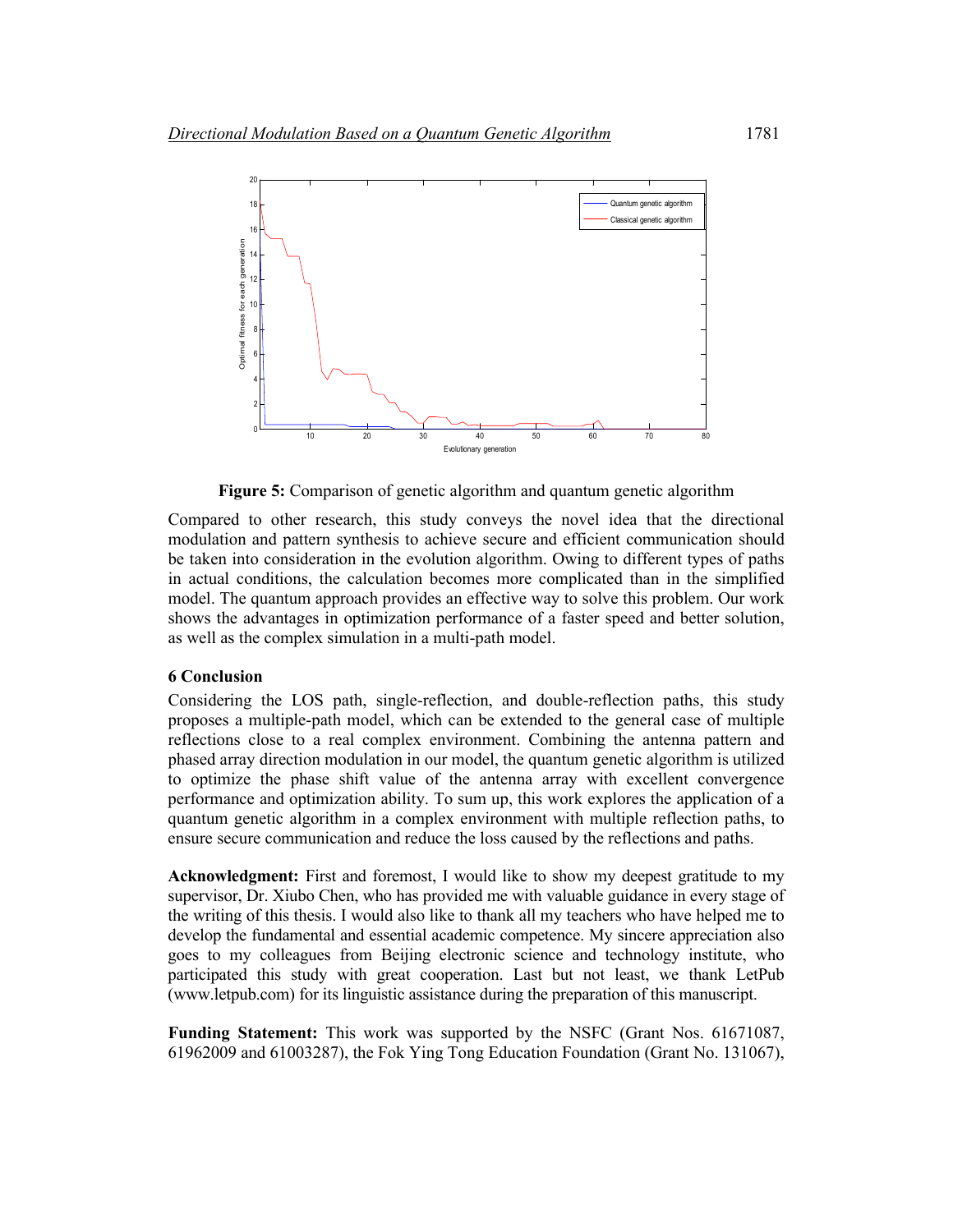**Figure 5:** Comparison of genetic algorithm and quantum genetic algorithm

Compared to other research, this study conveys the novel idea that the directional modulation and pattern synthesis to achieve secure and efficient communication should be taken into consideration in the evolution algorithm. Owing to different types of paths in actual conditions, the calculation becomes more complicated than in the simplified model. The quantum approach provides an effective way to solve this problem. Our work shows the advantages in optimization performance of a faster speed and better solution, as well as the complex simulation in a multi-path model.

## 6 Conclusion

Considering the LOS path, single-reflection, and double-reflection paths, this study proposes a multiple-path model, which can be extended to the general case of multiple reflections close to a real complex environment. Combining the antenna pattern and phased array direction modulation in our model, the quantum genetic algorithm is utilized to optimize the phase shift value of the antenna array with excellent convergence performance and optimization ability. To sum up, this work explores the application of a quantum genetic algorithm in a complex environment with multiple reflection paths, to ensure secure communication and reduce the loss caused by the reflections and paths.

**Acknowledgment:** First and foremost, I would like to show my deepest gratitude to my supervisor, Dr. Xiubo Chen, who has provided me with valuable guidance in every stage of the writing of this thesis. I would also like to thank all my teachers who have helped me to develop the fundamental and essential academic competence. My sincere appreciation also goes to my colleagues from Beijing electronic science and technology institute, who participated this study with great cooperation. Last but not least, we thank LetPub (www.letpub.com) for its linguistic assistance during the preparation of this manuscript.

**Funding Statement:** This work was supported by the NSFC (Grant Nos. 61671087, 61962009 and 61003287), the Fok Ying Tong Education Foundation (Grant No. 131067),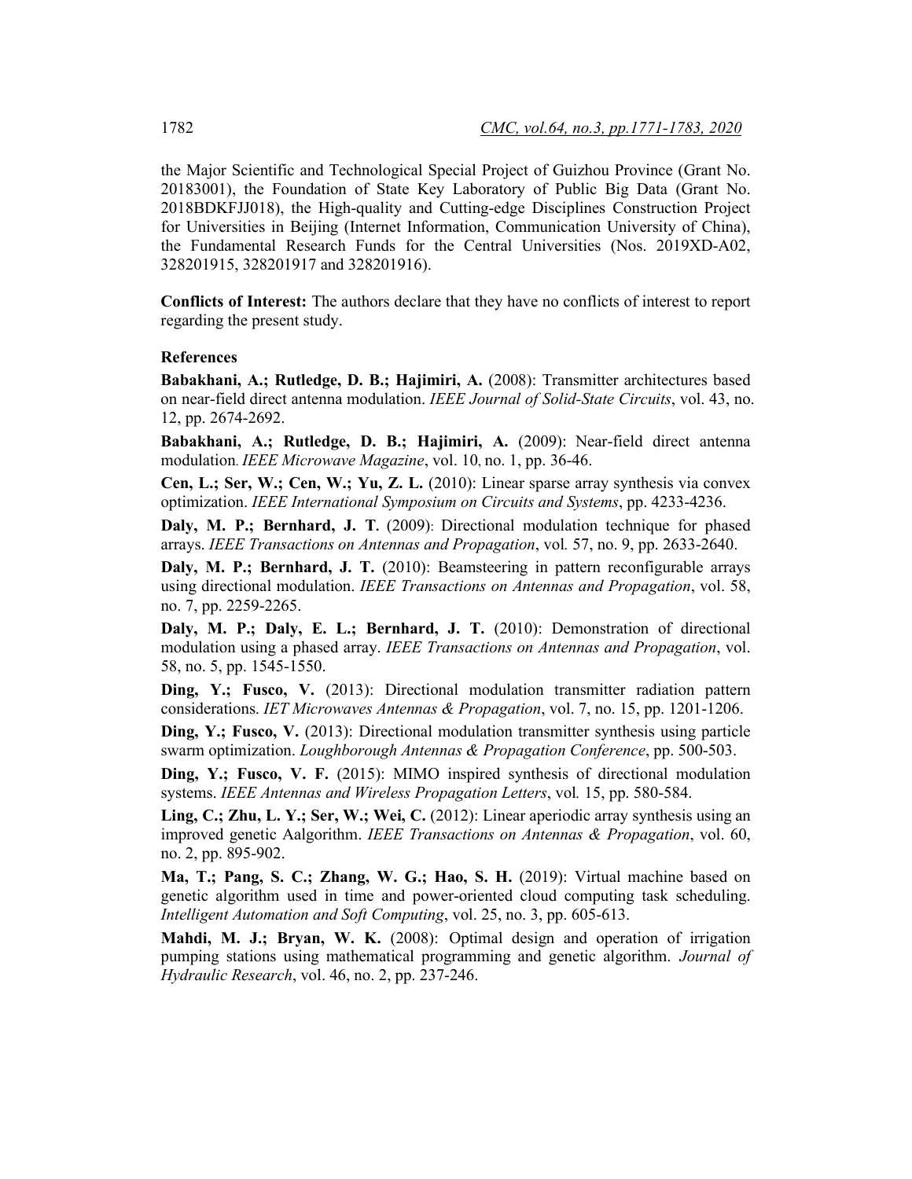the Major Scientific and Technological Special Project of Guizhou Province (Grant No. 20183001), the Foundation of State Key Laboratory of Public Big Data (Grant No. 2018BDKFJJ018), the High-quality and Cutting-edge Disciplines Construction Project for Universities in Beijing (Internet Information, Communication University of China), the Fundamental Research Funds for the Central Universities (Nos. 2019XD-A02, 328201915, 328201917 and 328201916).

**Conflicts of Interest:** The authors declare that they have no conflicts of interest to report regarding the present study.

## References

**Babakhani, A.; Rutledge, D. B.; Hajimiri, A.** (2008): Transmitter architectures based on near-field direct antenna modulation. *IEEE Journal of Solid-State Circuits*, vol. 43, no. 12, pp. 2674-2692.

**Babakhani, A.; Rutledge, D. B.; Hajimiri, A.** (2009): Near-field direct antenna modulation. *IEEE Microwave Magazine*, vol. 10, no. 1, pp. 36-46.

**Cen, L.; Ser, W.; Cen, W.; Yu, Z. L.** (2010): Linear sparse array synthesis via convex optimization. *IEEE International Symposium on Circuits and Systems*, pp. 4233-4236.

**Daly, M. P.; Bernhard, J. T.** (2009): Directional modulation technique for phased arrays. *IEEE Transactions on Antennas and Propagation*, vol. 57, no. 9, pp. 2633-2640.

**Daly, M. P.; Bernhard, J. T.** (2010): Beamsteering in pattern reconfigurable arrays using directional modulation. *IEEE Transactions on Antennas and Propagation*, vol. 58, no. 7, pp. 2259-2265.

**Daly, M. P.; Daly, E. L.; Bernhard, J. T.** (2010): Demonstration of directional modulation using a phased array. *IEEE Transactions on Antennas and Propagation*, vol. 58, no. 5, pp. 1545-1550.

**Ding, Y.; Fusco, V.** (2013): Directional modulation transmitter radiation pattern considerations. *IET Microwaves Antennas & Propagation*, vol. 7, no. 15, pp. 1201-1206.

**Ding, Y.; Fusco, V.** (2013): Directional modulation transmitter synthesis using particle swarm optimization. *Loughborough Antennas & Propagation Conference*, pp. 500-503.

**Ding, Y.; Fusco, V. F.** (2015): MIMO inspired synthesis of directional modulation systems. *IEEE Antennas and Wireless Propagation Letters*, vol. 15, pp. 580-584.

**Ling, C.; Zhu, L. Y.; Ser, W.; Wei, C.** (2012): Linear aperiodic array synthesis using an improved genetic Aalgorithm. *IEEE Transactions on Antennas & Propagation*, vol. 60, no. 2, pp. 895-902.

**Ma, T.; Pang, S. C.; Zhang, W. G.; Hao, S. H.** (2019): Virtual machine based on genetic algorithm used in time and power-oriented cloud computing task scheduling. *Intelligent Automation and Soft Computing*, vol. 25, no. 3, pp. 605-613.

**Mahdi, M. J.; Bryan, W. K.** (2008): Optimal design and operation of irrigation pumping stations using mathematical programming and genetic algorithm. *Journal of Hydraulic Research*, vol. 46, no. 2, pp. 237-246.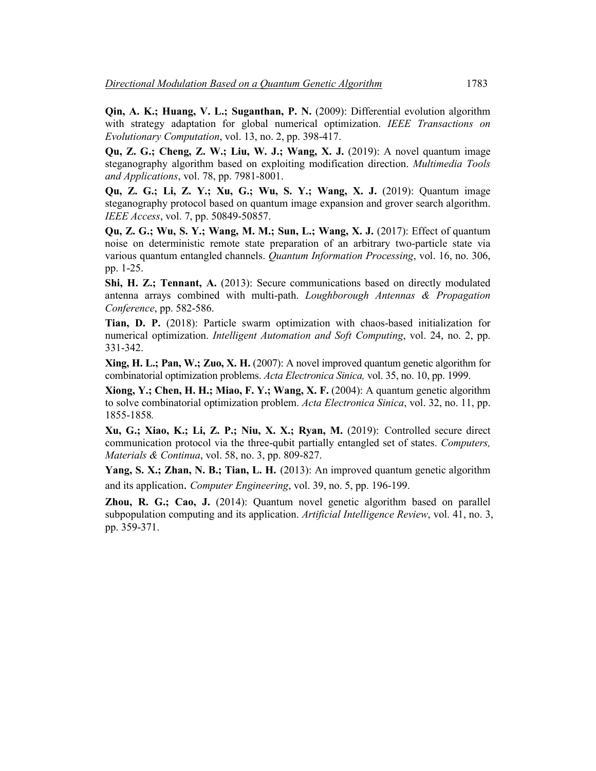**Qin, A. K.; Huang, V. L.; Suganthan, P. N.** (2009): Differential evolution algorithm with strategy adaptation for global numerical optimization. *IEEE Transactions on Evolutionary Computation*, vol. 13, no. 2, pp. 398-417.

**Qu, Z. G.; Cheng, Z. W.; Liu, W. J.; Wang, X. J.** (2019): A novel quantum image steganography algorithm based on exploiting modification direction. *Multimedia Tools and Applications*, vol. 78, pp. 7981-8001.

**Qu, Z. G.; Li, Z. Y.; Xu, G.; Wu, S. Y.; Wang, X. J.** (2019): Quantum image steganography protocol based on quantum image expansion and grover search algorithm. *IEEE Access*, vol. 7, pp. 50849-50857.

**Qu, Z. G.; Wu, S. Y.; Wang, M. M.; Sun, L.; Wang, X. J.** (2017): Effect of quantum noise on deterministic remote state preparation of an arbitrary two-particle state via various quantum entangled channels. *Quantum Information Processing*, vol. 16, no. 306, pp. 1-25.

**Shi, H. Z.; Tennant, A.** (2013): Secure communications based on directly modulated antenna arrays combined with multi-path. *Loughborough Antennas & Propagation Conference*, pp. 582-586.

**Tian, D. P.** (2018): Particle swarm optimization with chaos-based initialization for numerical optimization. *Intelligent Automation and Soft Computing*, vol. 24, no. 2, pp. 331-342.

**Xing, H. L.; Pan, W.; Zuo, X. H.** (2007): A novel improved quantum genetic algorithm for combinatorial optimization problems. *Acta Electronica Sinica,* vol. 35, no. 10, pp. 1999.

**Xiong, Y.; Chen, H. H.; Miao, F. Y.; Wang, X. F.** (2004): A quantum genetic algorithm to solve combinatorial optimization problem. *Acta Electronica Sinica*, vol. 32, no. 11, pp. 1855-1858*.*

**Xu, G.; Xiao, K.; Li, Z. P.; Niu, X. X.; Ryan, M.** (2019): Controlled secure direct communication protocol via the three-qubit partially entangled set of states. *Computers, Materials & Continua*, vol. 58, no. 3, pp. 809-827.

**Yang, S. X.; Zhan, N. B.; Tian, L. H.** (2013): An improved quantum genetic algorithm and its application. *Computer Engineering*, vol. 39, no. 5, pp. 196-199.

**Zhou, R. G.; Cao, J.** (2014): Quantum novel genetic algorithm based on parallel subpopulation computing and its application. *Artificial Intelligence Review*, vol. 41, no. 3, pp. 359-371.